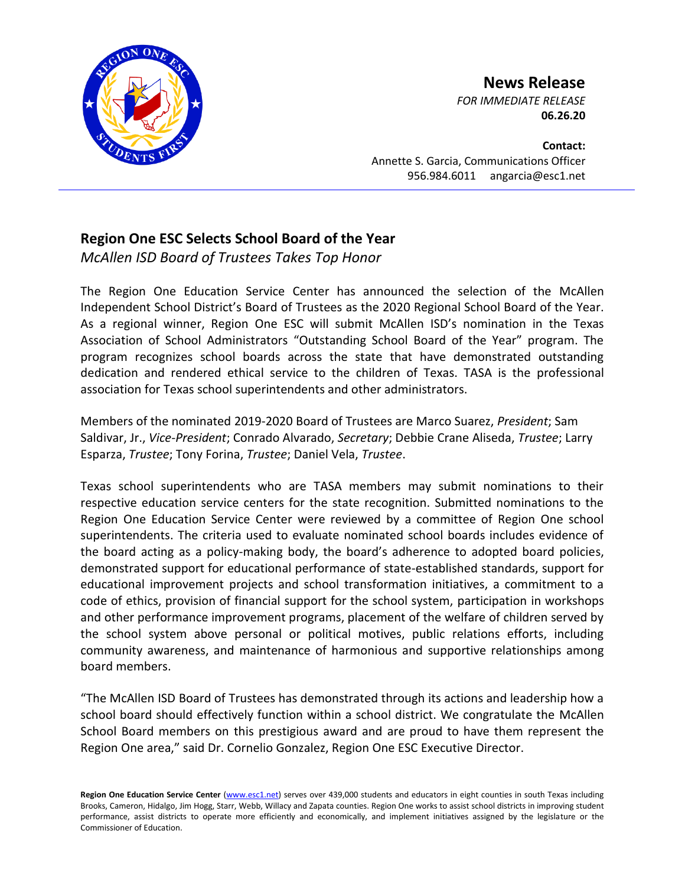# News Release

*FOR IMMEDIATE RELEASE*
**06.26.20**

**Contact:**
Annette S. Garcia, Communications Officer
956.984.6011 angarcia@esc1.net

## Region One ESC Selects School Board of the Year

*McAllen ISD Board of Trustees Takes Top Honor*

The Region One Education Service Center has announced the selection of the McAllen Independent School District's Board of Trustees as the 2020 Regional School Board of the Year. As a regional winner, Region One ESC will submit McAllen ISD's nomination in the Texas Association of School Administrators "Outstanding School Board of the Year" program. The program recognizes school boards across the state that have demonstrated outstanding dedication and rendered ethical service to the children of Texas. TASA is the professional association for Texas school superintendents and other administrators.

Members of the nominated 2019-2020 Board of Trustees are Marco Suarez, *President*; Sam Saldivar, Jr., *Vice-President*; Conrado Alvarado, *Secretary*; Debbie Crane Aliseda, *Trustee*; Larry Esparza, *Trustee*; Tony Forina, *Trustee*; Daniel Vela, *Trustee*.

Texas school superintendents who are TASA members may submit nominations to their respective education service centers for the state recognition. Submitted nominations to the Region One Education Service Center were reviewed by a committee of Region One school superintendents. The criteria used to evaluate nominated school boards includes evidence of the board acting as a policy-making body, the board's adherence to adopted board policies, demonstrated support for educational performance of state-established standards, support for educational improvement projects and school transformation initiatives, a commitment to a code of ethics, provision of financial support for the school system, participation in workshops and other performance improvement programs, placement of the welfare of children served by the school system above personal or political motives, public relations efforts, including community awareness, and maintenance of harmonious and supportive relationships among board members.

"The McAllen ISD Board of Trustees has demonstrated through its actions and leadership how a school board should effectively function within a school district. We congratulate the McAllen School Board members on this prestigious award and are proud to have them represent the Region One area," said Dr. Cornelio Gonzalez, Region One ESC Executive Director.

**Region One Education Service Center** (www.esc1.net) serves over 439,000 students and educators in eight counties in south Texas including Brooks, Cameron, Hidalgo, Jim Hogg, Starr, Webb, Willacy and Zapata counties. Region One works to assist school districts in improving student performance, assist districts to operate more efficiently and economically, and implement initiatives assigned by the legislature or the Commissioner of Education.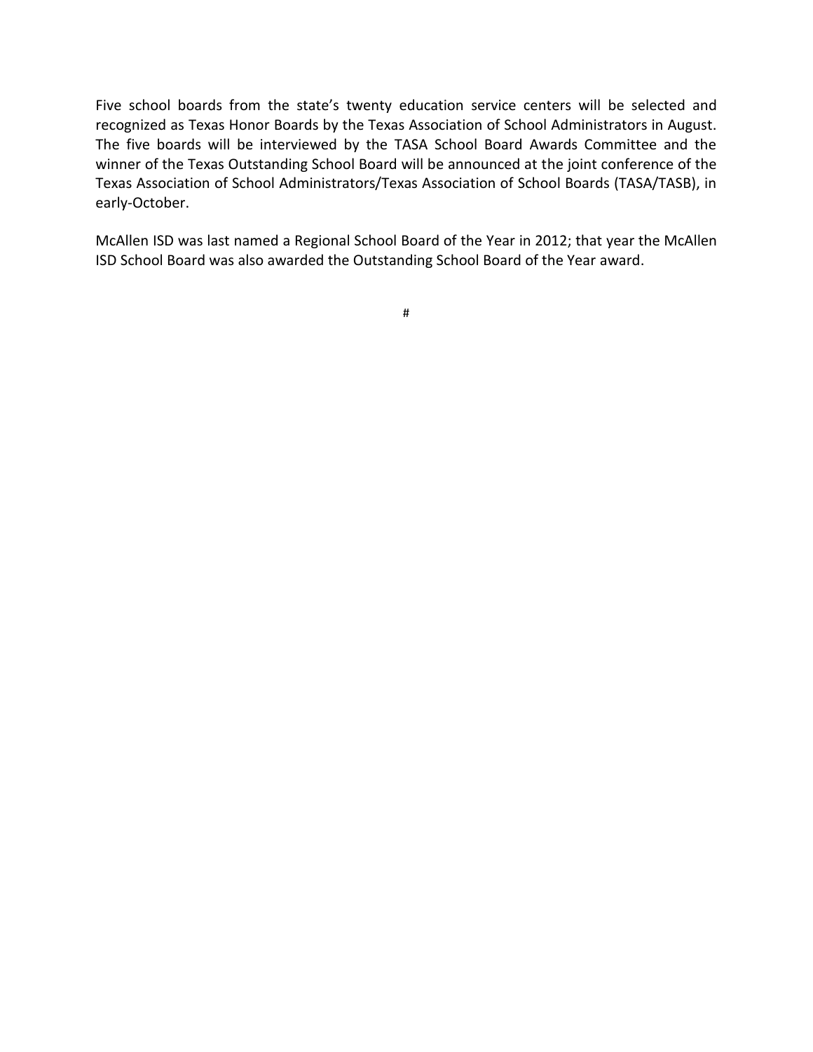Five school boards from the state's twenty education service centers will be selected and recognized as Texas Honor Boards by the Texas Association of School Administrators in August. The five boards will be interviewed by the TASA School Board Awards Committee and the winner of the Texas Outstanding School Board will be announced at the joint conference of the Texas Association of School Administrators/Texas Association of School Boards (TASA/TASB), in early-October.

McAllen ISD was last named a Regional School Board of the Year in 2012; that year the McAllen ISD School Board was also awarded the Outstanding School Board of the Year award.

#